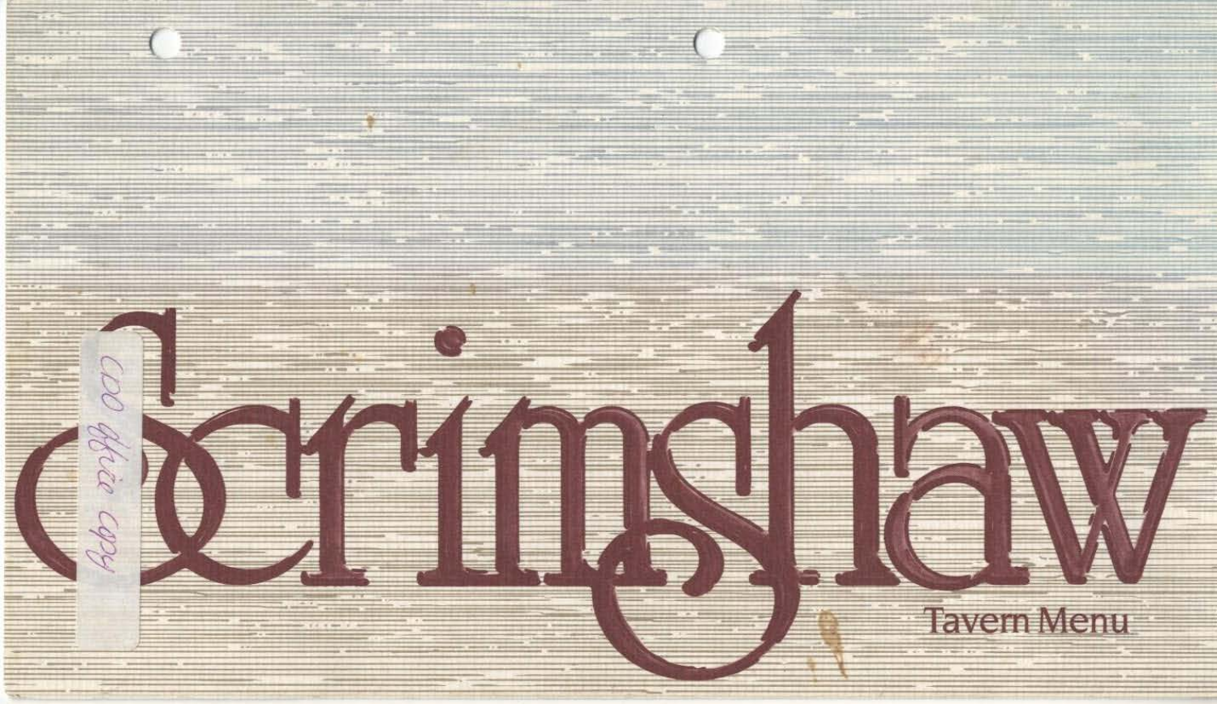# Scrimshaw

Tavern Menu

CDO office copy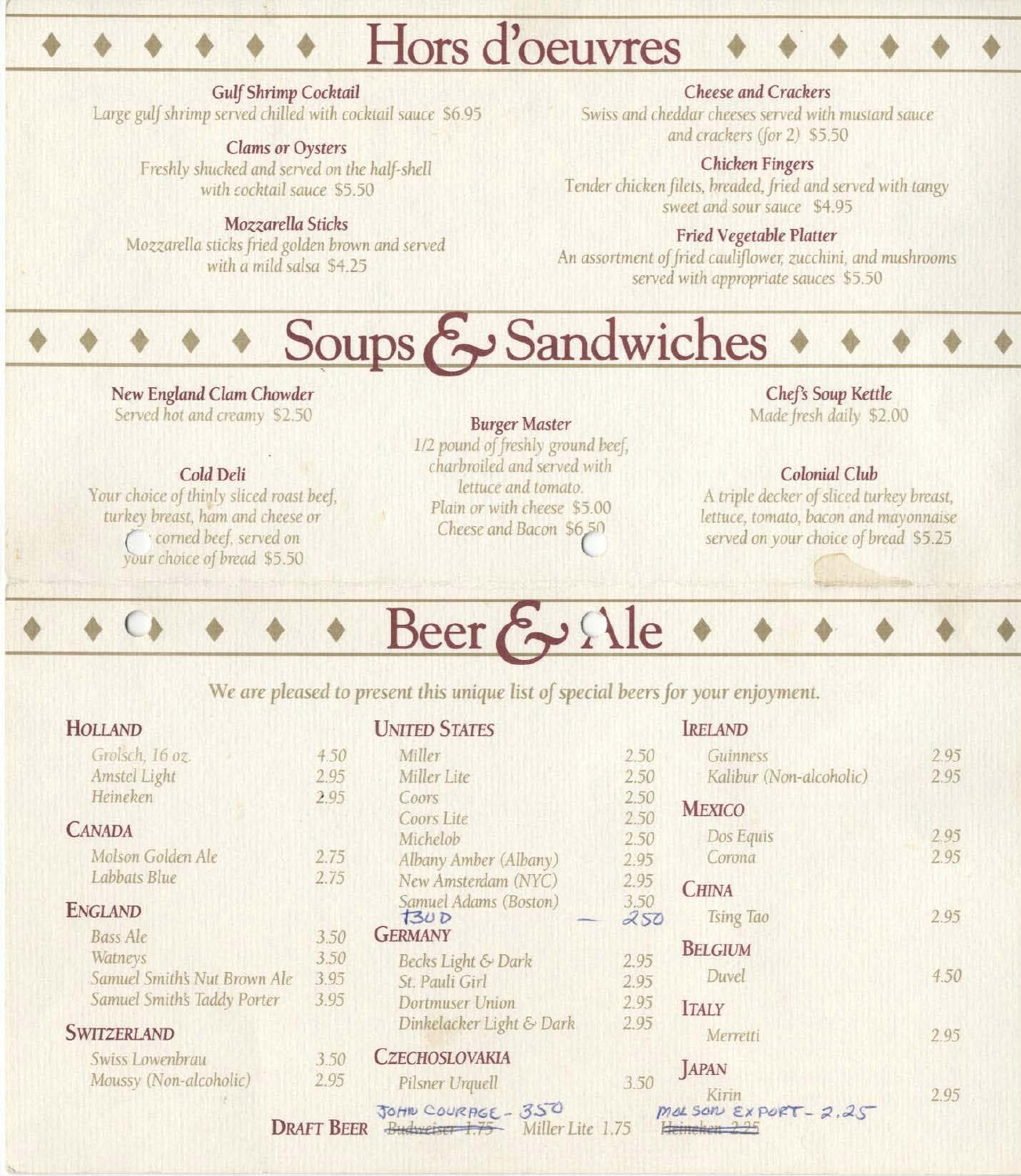# Hors d'oeuvres

**Gulf Shrimp Cocktail**
*Large gulf shrimp served chilled with cocktail sauce $6.95*

**Clams or Oysters**
*Freshly shucked and served on the half-shell with cocktail sauce $5.50*

**Mozzarella Sticks**
*Mozzarella sticks fried golden brown and served with a mild salsa $4.25*

**Cheese and Crackers**
*Swiss and cheddar cheeses served with mustard sauce and crackers (for 2) $5.50*

**Chicken Fingers**
*Tender chicken filets, breaded, fried and served with tangy sweet and sour sauce $4.95*

**Fried Vegetable Platter**
*An assortment of fried cauliflower, zucchini, and mushrooms served with appropriate sauces $5.50*

# Soups & Sandwiches

**New England Clam Chowder**
*Served hot and creamy $2.50*

**Cold Deli**
*Your choice of thinly sliced roast beef, turkey breast, ham and cheese or corned beef, served on your choice of bread $5.50*

**Burger Master**
*1/2 pound of freshly ground beef, charbroiled and served with lettuce and tomato.*
*Plain or with cheese $5.00*
*Cheese and Bacon $6.50*

**Chef's Soup Kettle**
*Made fresh daily $2.00*

**Colonial Club**
*A triple decker of sliced turkey breast, lettuce, tomato, bacon and mayonnaise served on your choice of bread $5.25*

# Beer & Ale

*We are pleased to present this unique list of special beers for your enjoyment.*

### Holland

| | |
|---|---|
| Grolsch, 16 oz. | 4.50 |
| Amstel Light | 2.95 |
| Heineken | 2.95 |

### Canada

| | |
|---|---|
| Molson Golden Ale | 2.75 |
| Labbats Blue | 2.75 |

### England

| | |
|---|---|
| Bass Ale | 3.50 |
| Watneys | 3.50 |
| Samuel Smith's Nut Brown Ale | 3.95 |
| Samuel Smith's Taddy Porter | 3.95 |

### Switzerland

| | |
|---|---|
| Swiss Lowenbrau | 3.50 |
| Moussy (Non-alcoholic) | 2.95 |

### United States

| | |
|---|---|
| Miller | 2.50 |
| Miller Lite | 2.50 |
| Coors | 2.50 |
| Coors Lite | 2.50 |
| Michelob | 2.50 |
| Albany Amber (Albany) | 2.95 |
| New Amsterdam (NYC) | 2.95 |
| Samuel Adams (Boston) | 3.50 |
| BUD | 2.50 |

### Germany

| | |
|---|---|
| Becks Light & Dark | 2.95 |
| St. Pauli Girl | 2.95 |
| Dortmuser Union | 2.95 |
| Dinkelacker Light & Dark | 2.95 |

### Czechoslovakia

| | |
|---|---|
| Pilsner Urquell | 3.50 |

### Ireland

| | |
|---|---|
| Guinness | 2.95 |
| Kalibur (Non-alcoholic) | 2.95 |

### Mexico

| | |
|---|---|
| Dos Equis | 2.95 |
| Corona | 2.95 |

### China

| | |
|---|---|
| Tsing Tao | 2.95 |

### Belgium

| | |
|---|---|
| Duvel | 4.50 |

### Italy

| | |
|---|---|
| Merretti | 2.95 |

### Japan

| | |
|---|---|
| Kirin | 2.95 |

**Draft Beer** ~~Budweiser 1.75~~ JOHN COURAGE - 3.50 Miller Lite 1.75 ~~Heineken 2.25~~ MOLSON EXPORT - 2.25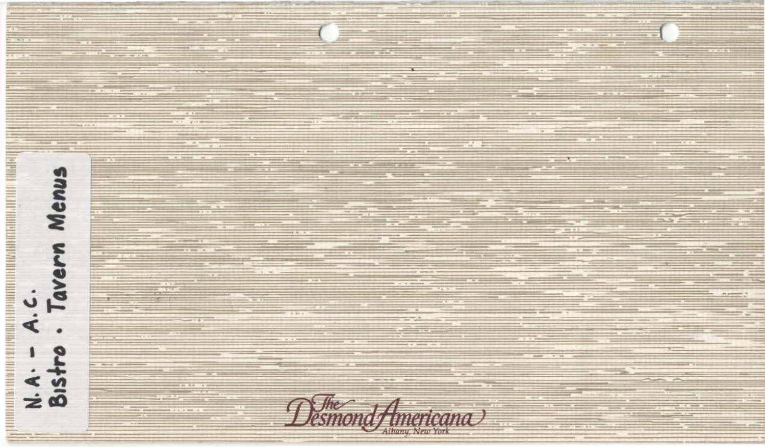N.A. - A.C.
Bistro . Tavern Menus

The Desmond Americana
Albany, New York